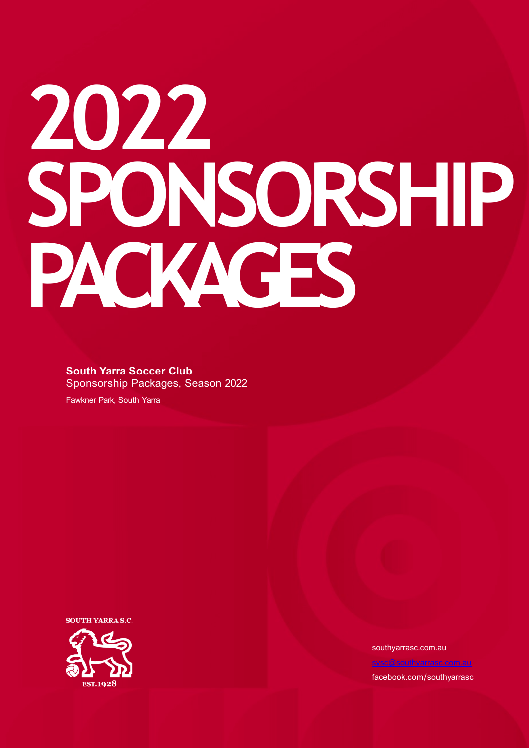# 2022 SPONSORSHIP PACKAGES

**South Yarra Soccer Club**
Sponsorship Packages, Season 2022

Fawkner Park, South Yarra

SOUTH YARRA S.C.
EST.1928

southyarrasc.com.au
sysc@southyarrasc.com.au
facebook.com/southyarrasc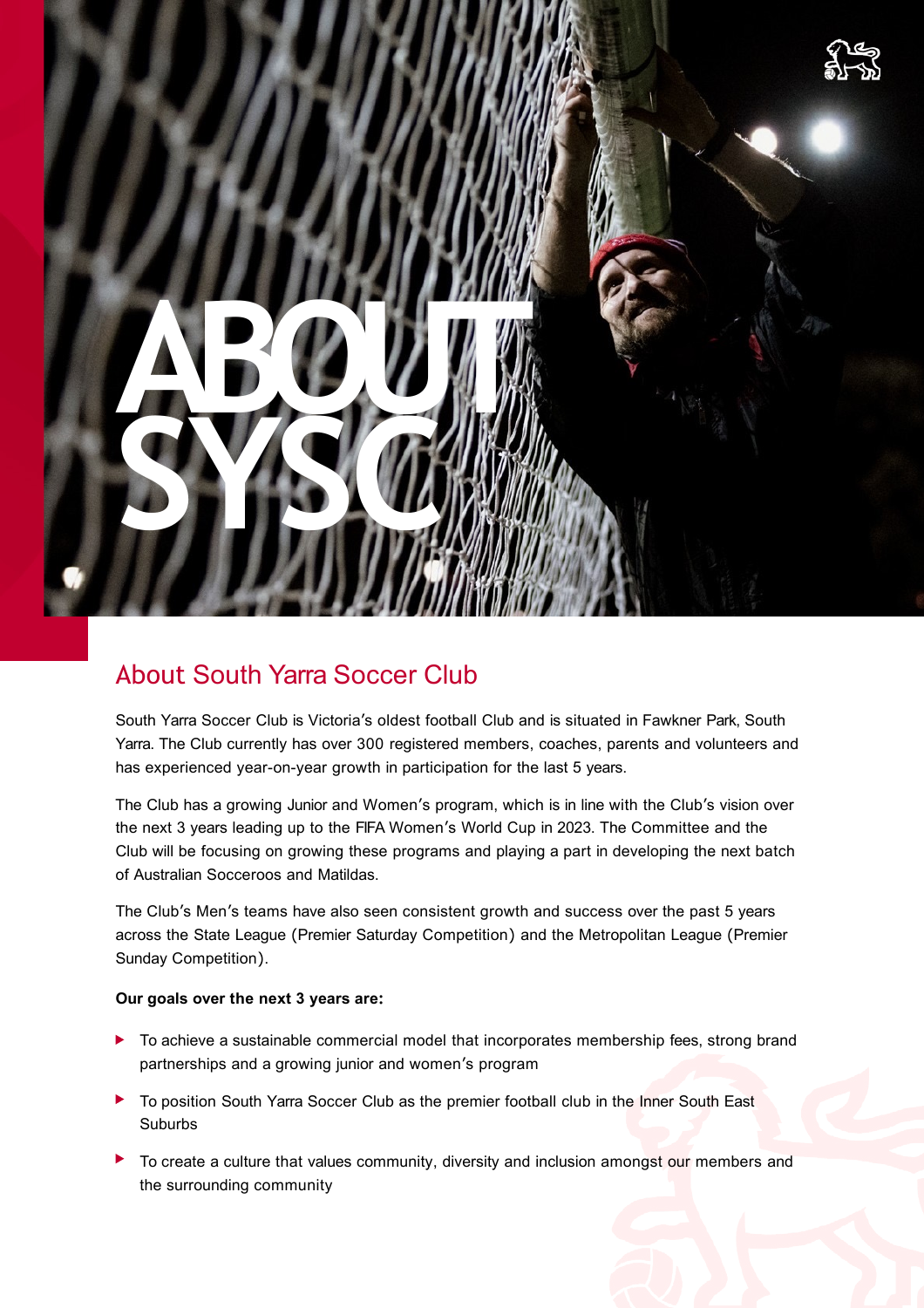# ABOUT SYSC

## About South Yarra Soccer Club

South Yarra Soccer Club is Victoria's oldest football Club and is situated in Fawkner Park, South Yarra. The Club currently has over 300 registered members, coaches, parents and volunteers and has experienced year-on-year growth in participation for the last 5 years.

The Club has a growing Junior and Women's program, which is in line with the Club's vision over the next 3 years leading up to the FIFA Women's World Cup in 2023. The Committee and the Club will be focusing on growing these programs and playing a part in developing the next batch of Australian Socceroos and Matildas.

The Club's Men's teams have also seen consistent growth and success over the past 5 years across the State League (Premier Saturday Competition) and the Metropolitan League (Premier Sunday Competition).

**Our goals over the next 3 years are:**

- To achieve a sustainable commercial model that incorporates membership fees, strong brand partnerships and a growing junior and women's program
- To position South Yarra Soccer Club as the premier football club in the Inner South East Suburbs
- To create a culture that values community, diversity and inclusion amongst our members and the surrounding community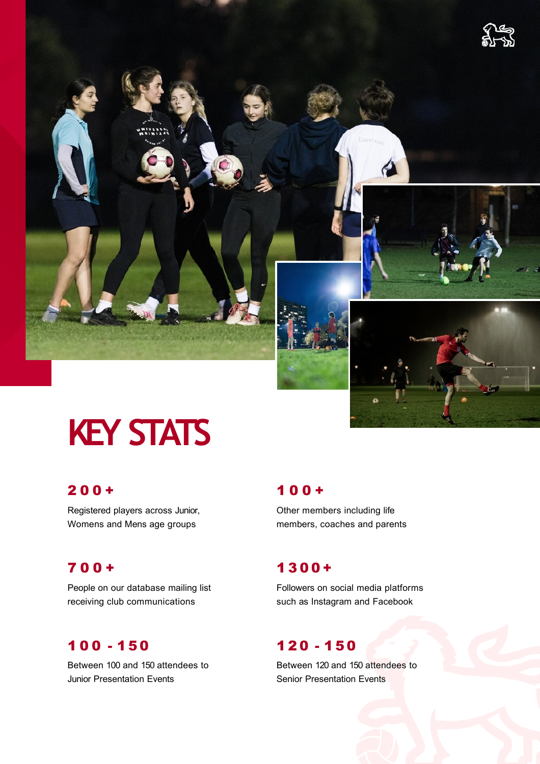# KEY STATS

**200+**

Registered players across Junior, Womens and Mens age groups

**100+**

Other members including life members, coaches and parents

**700+**

People on our database mailing list receiving club communications

**1300+**

Followers on social media platforms such as Instagram and Facebook

**100 - 150**

Between 100 and 150 attendees to Junior Presentation Events

**120 - 150**

Between 120 and 150 attendees to Senior Presentation Events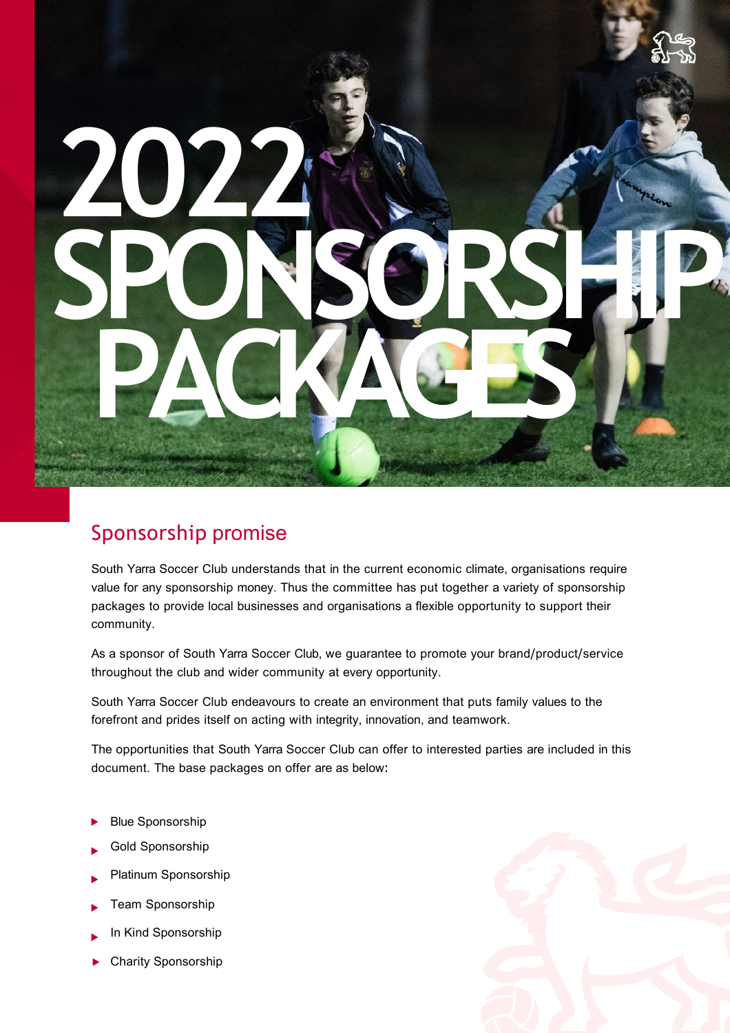# 2022 SPONSORSHIP PACKAGES

## Sponsorship promise

South Yarra Soccer Club understands that in the current economic climate, organisations require value for any sponsorship money. Thus the committee has put together a variety of sponsorship packages to provide local businesses and organisations a flexible opportunity to support their community.

As a sponsor of South Yarra Soccer Club, we guarantee to promote your brand/product/service throughout the club and wider community at every opportunity.

South Yarra Soccer Club endeavours to create an environment that puts family values to the forefront and prides itself on acting with integrity, innovation, and teamwork.

The opportunities that South Yarra Soccer Club can offer to interested parties are included in this document. The base packages on offer are as below:

- Blue Sponsorship
- Gold Sponsorship
- Platinum Sponsorship
- Team Sponsorship
- In Kind Sponsorship
- Charity Sponsorship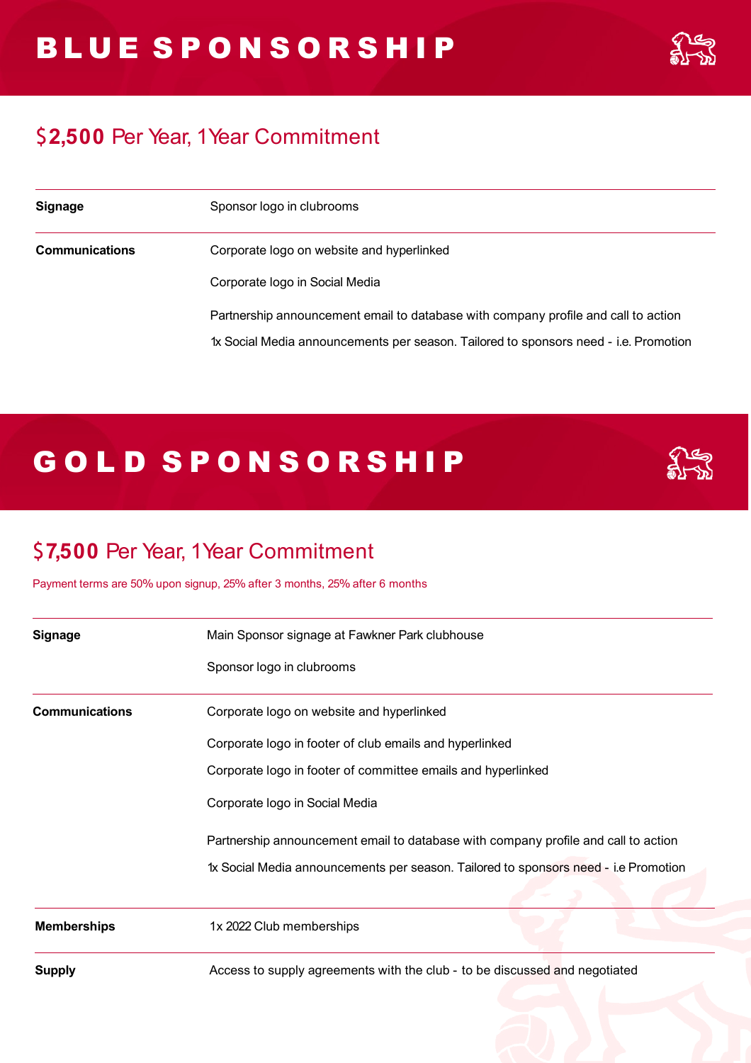# BLUE SPONSORSHIP

## $2,500 Per Year, 1 Year Commitment

| | |
|---|---|
| **Signage** | Sponsor logo in clubrooms |
| **Communications** | Corporate logo on website and hyperlinked<br>Corporate logo in Social Media<br>Partnership announcement email to database with company profile and call to action<br>1x Social Media announcements per season. Tailored to sponsors need - i.e. Promotion |

# GOLD SPONSORSHIP

## $7,500 Per Year, 1 Year Commitment

Payment terms are 50% upon signup, 25% after 3 months, 25% after 6 months

| | |
|---|---|
| **Signage** | Main Sponsor signage at Fawkner Park clubhouse<br>Sponsor logo in clubrooms |
| **Communications** | Corporate logo on website and hyperlinked<br>Corporate logo in footer of club emails and hyperlinked<br>Corporate logo in footer of committee emails and hyperlinked<br>Corporate logo in Social Media<br>Partnership announcement email to database with company profile and call to action<br>1x Social Media announcements per season. Tailored to sponsors need - i.e Promotion |
| **Memberships** | 1x 2022 Club memberships |
| **Supply** | Access to supply agreements with the club - to be discussed and negotiated |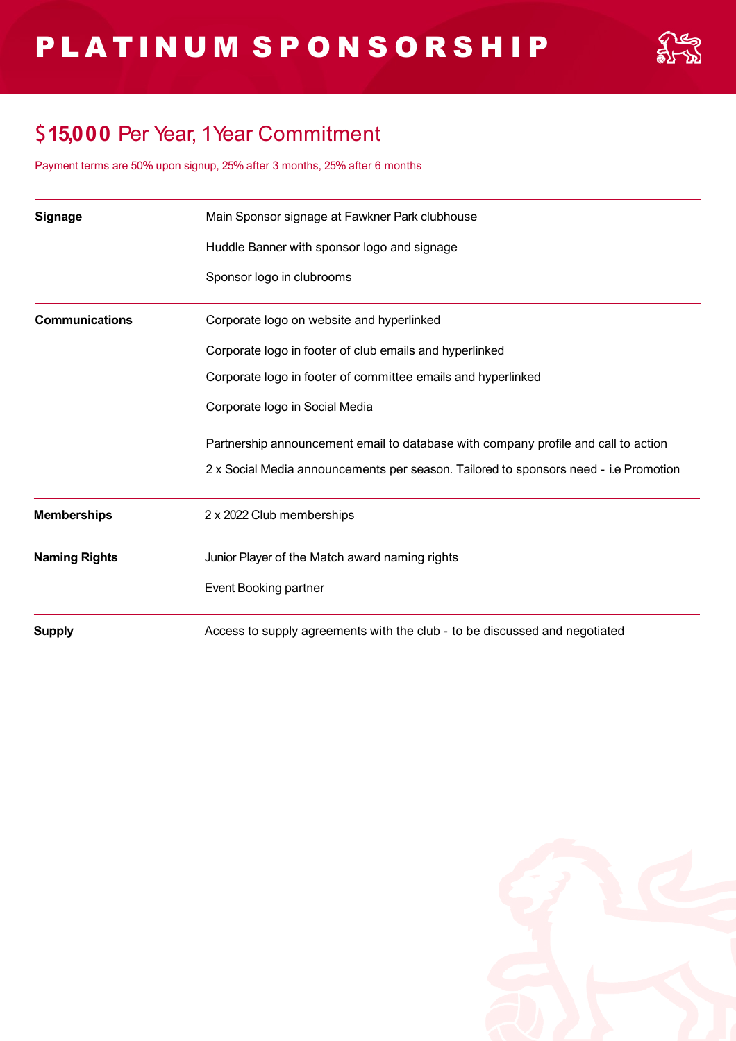# PLATINUM SPONSORSHIP

## $15,000 Per Year, 1 Year Commitment

Payment terms are 50% upon signup, 25% after 3 months, 25% after 6 months

| | |
|---|---|
| **Signage** | Main Sponsor signage at Fawkner Park clubhouse<br>Huddle Banner with sponsor logo and signage<br>Sponsor logo in clubrooms |
| **Communications** | Corporate logo on website and hyperlinked<br>Corporate logo in footer of club emails and hyperlinked<br>Corporate logo in footer of committee emails and hyperlinked<br>Corporate logo in Social Media<br>Partnership announcement email to database with company profile and call to action<br>2 x Social Media announcements per season. Tailored to sponsors need - i.e Promotion |
| **Memberships** | 2 x 2022 Club memberships |
| **Naming Rights** | Junior Player of the Match award naming rights<br>Event Booking partner |
| **Supply** | Access to supply agreements with the club - to be discussed and negotiated |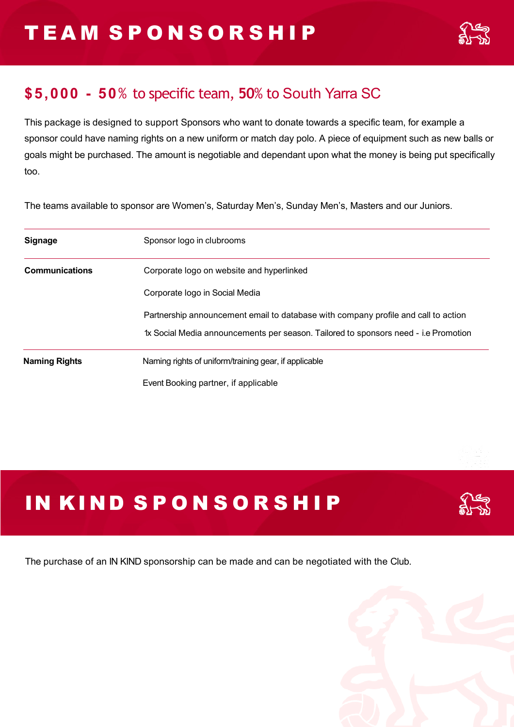# TEAM SPONSORSHIP

## $5,000 - 50% to specific team, 50% to South Yarra SC

This package is designed to support Sponsors who want to donate towards a specific team, for example a sponsor could have naming rights on a new uniform or match day polo. A piece of equipment such as new balls or goals might be purchased. The amount is negotiable and dependant upon what the money is being put specifically too.

The teams available to sponsor are Women's, Saturday Men's, Sunday Men's, Masters and our Juniors.

| | |
|---|---|
| **Signage** | Sponsor logo in clubrooms |
| **Communications** | Corporate logo on website and hyperlinked |
| | Corporate logo in Social Media |
| | Partnership announcement email to database with company profile and call to action |
| | 1x Social Media announcements per season. Tailored to sponsors need - i.e Promotion |
| **Naming Rights** | Naming rights of uniform/training gear, if applicable |
| | Event Booking partner, if applicable |

# IN KIND SPONSORSHIP

The purchase of an IN KIND sponsorship can be made and can be negotiated with the Club.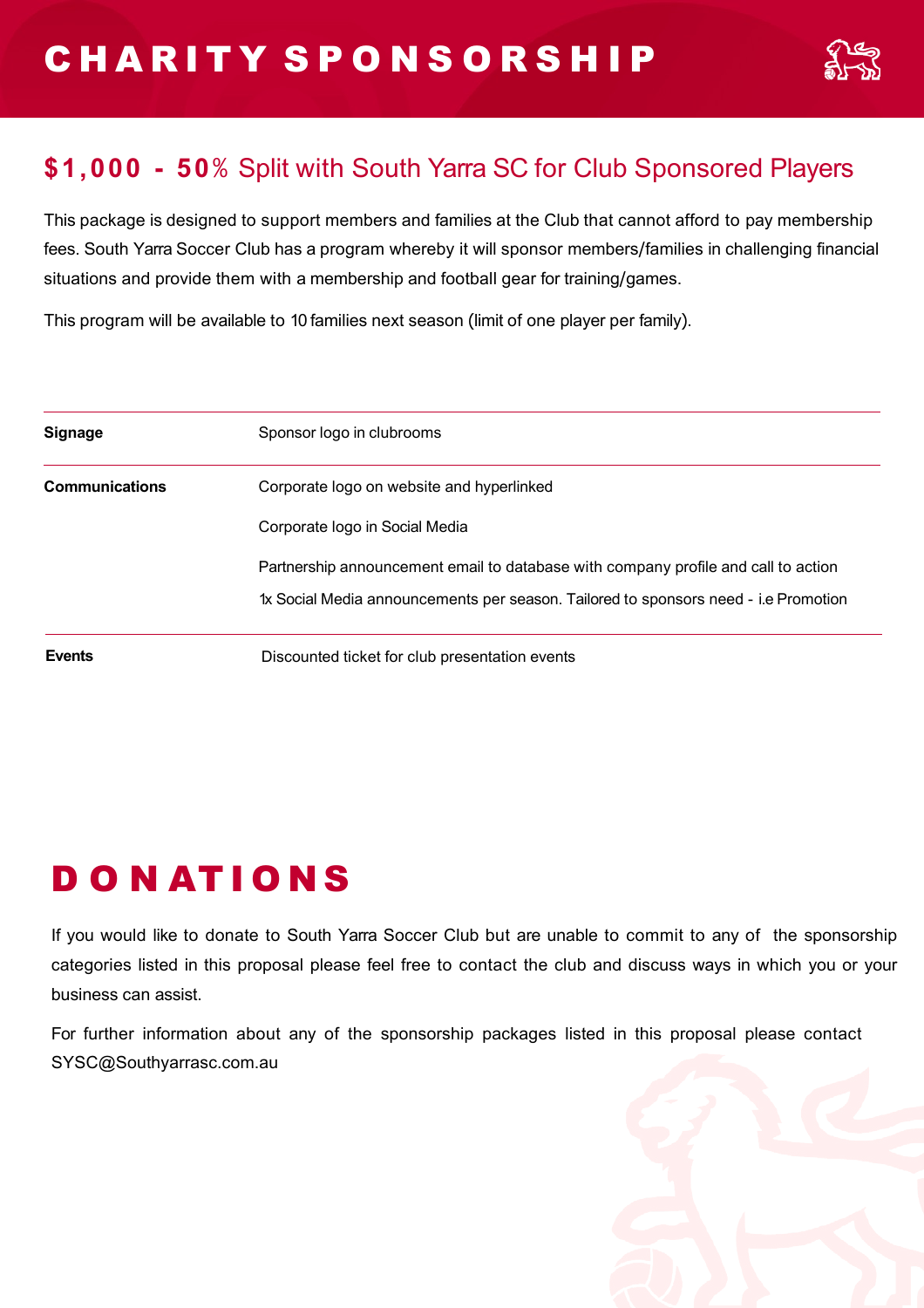# CHARITY SPONSORSHIP

## $1,000 - 50% Split with South Yarra SC for Club Sponsored Players

This package is designed to support members and families at the Club that cannot afford to pay membership fees. South Yarra Soccer Club has a program whereby it will sponsor members/families in challenging financial situations and provide them with a membership and football gear for training/games.

This program will be available to 10 families next season (limit of one player per family).

| | |
|---|---|
| **Signage** | Sponsor logo in clubrooms |
| **Communications** | Corporate logo on website and hyperlinked<br>Corporate logo in Social Media<br>Partnership announcement email to database with company profile and call to action<br>1x Social Media announcements per season. Tailored to sponsors need - i.e Promotion |
| **Events** | Discounted ticket for club presentation events |

# DONATIONS

If you would like to donate to South Yarra Soccer Club but are unable to commit to any of the sponsorship categories listed in this proposal please feel free to contact the club and discuss ways in which you or your business can assist.

For further information about any of the sponsorship packages listed in this proposal please contact SYSC@Southyarrasc.com.au